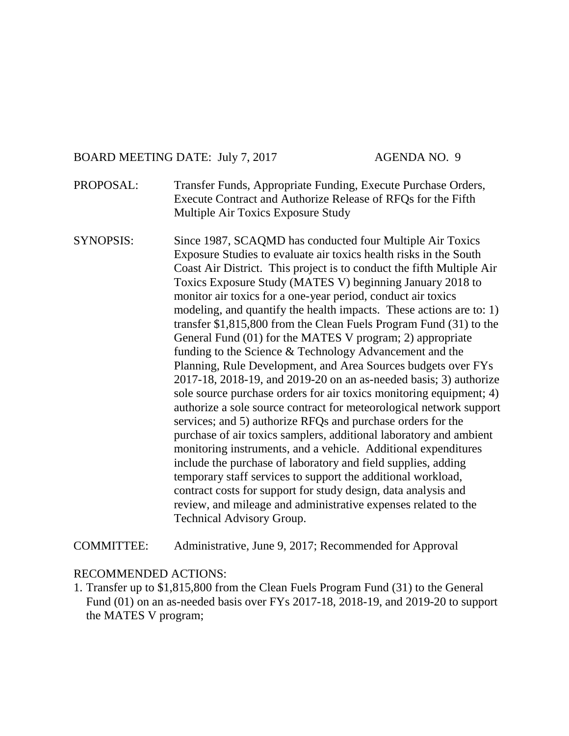BOARD MEETING DATE: July 7, 2017 AGENDA NO. 9

PROPOSAL: Transfer Funds, Appropriate Funding, Execute Purchase Orders, Execute Contract and Authorize Release of RFQs for the Fifth Multiple Air Toxics Exposure Study

SYNOPSIS: Since 1987, SCAQMD has conducted four Multiple Air Toxics Exposure Studies to evaluate air toxics health risks in the South Coast Air District. This project is to conduct the fifth Multiple Air Toxics Exposure Study (MATES V) beginning January 2018 to monitor air toxics for a one-year period, conduct air toxics modeling, and quantify the health impacts. These actions are to: 1) transfer $1,815,800 from the Clean Fuels Program Fund (31) to the General Fund (01) for the MATES V program; 2) appropriate funding to the Science & Technology Advancement and the Planning, Rule Development, and Area Sources budgets over FYs 2017-18, 2018-19, and 2019-20 on an as-needed basis; 3) authorize sole source purchase orders for air toxics monitoring equipment; 4) authorize a sole source contract for meteorological network support services; and 5) authorize RFQs and purchase orders for the purchase of air toxics samplers, additional laboratory and ambient monitoring instruments, and a vehicle. Additional expenditures include the purchase of laboratory and field supplies, adding temporary staff services to support the additional workload, contract costs for support for study design, data analysis and review, and mileage and administrative expenses related to the Technical Advisory Group.

COMMITTEE: Administrative, June 9, 2017; Recommended for Approval

RECOMMENDED ACTIONS:

1. Transfer up to $1,815,800 from the Clean Fuels Program Fund (31) to the General Fund (01) on an as-needed basis over FYs 2017-18, 2018-19, and 2019-20 to support the MATES V program;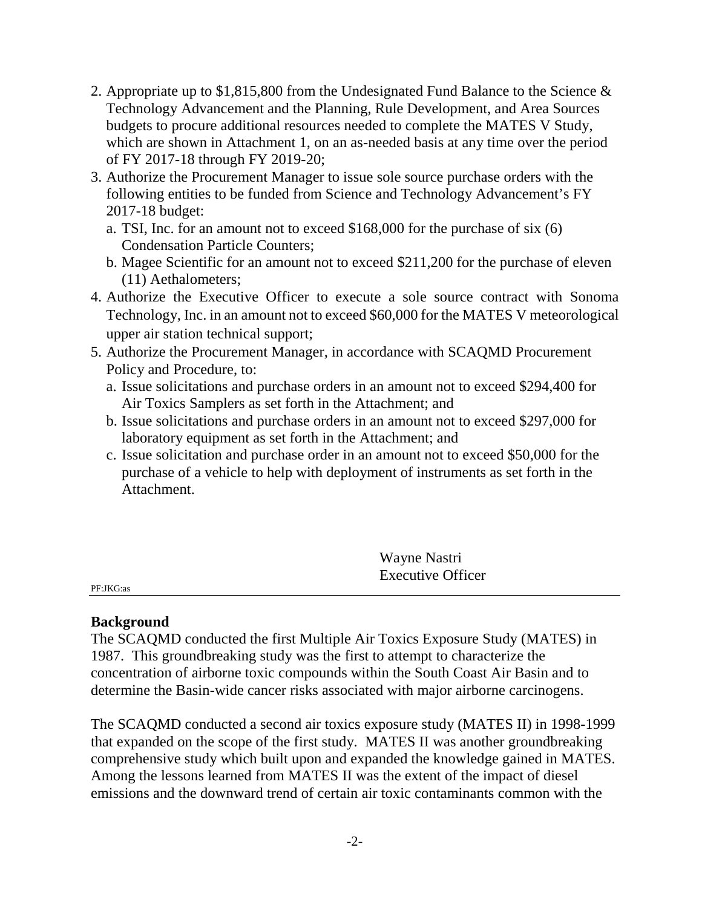2. Appropriate up to $1,815,800 from the Undesignated Fund Balance to the Science & Technology Advancement and the Planning, Rule Development, and Area Sources budgets to procure additional resources needed to complete the MATES V Study, which are shown in Attachment 1, on an as-needed basis at any time over the period of FY 2017-18 through FY 2019-20;
3. Authorize the Procurement Manager to issue sole source purchase orders with the following entities to be funded from Science and Technology Advancement's FY 2017-18 budget:
   a. TSI, Inc. for an amount not to exceed $168,000 for the purchase of six (6) Condensation Particle Counters;
   b. Magee Scientific for an amount not to exceed $211,200 for the purchase of eleven (11) Aethalometers;
4. Authorize the Executive Officer to execute a sole source contract with Sonoma Technology, Inc. in an amount not to exceed $60,000 for the MATES V meteorological upper air station technical support;
5. Authorize the Procurement Manager, in accordance with SCAQMD Procurement Policy and Procedure, to:
   a. Issue solicitations and purchase orders in an amount not to exceed $294,400 for Air Toxics Samplers as set forth in the Attachment; and
   b. Issue solicitations and purchase orders in an amount not to exceed $297,000 for laboratory equipment as set forth in the Attachment; and
   c. Issue solicitation and purchase order in an amount not to exceed $50,000 for the purchase of a vehicle to help with deployment of instruments as set forth in the Attachment.

Wayne Nastri
Executive Officer

PF:JKG:as

---

**Background**

The SCAQMD conducted the first Multiple Air Toxics Exposure Study (MATES) in 1987. This groundbreaking study was the first to attempt to characterize the concentration of airborne toxic compounds within the South Coast Air Basin and to determine the Basin-wide cancer risks associated with major airborne carcinogens.

The SCAQMD conducted a second air toxics exposure study (MATES II) in 1998-1999 that expanded on the scope of the first study. MATES II was another groundbreaking comprehensive study which built upon and expanded the knowledge gained in MATES. Among the lessons learned from MATES II was the extent of the impact of diesel emissions and the downward trend of certain air toxic contaminants common with the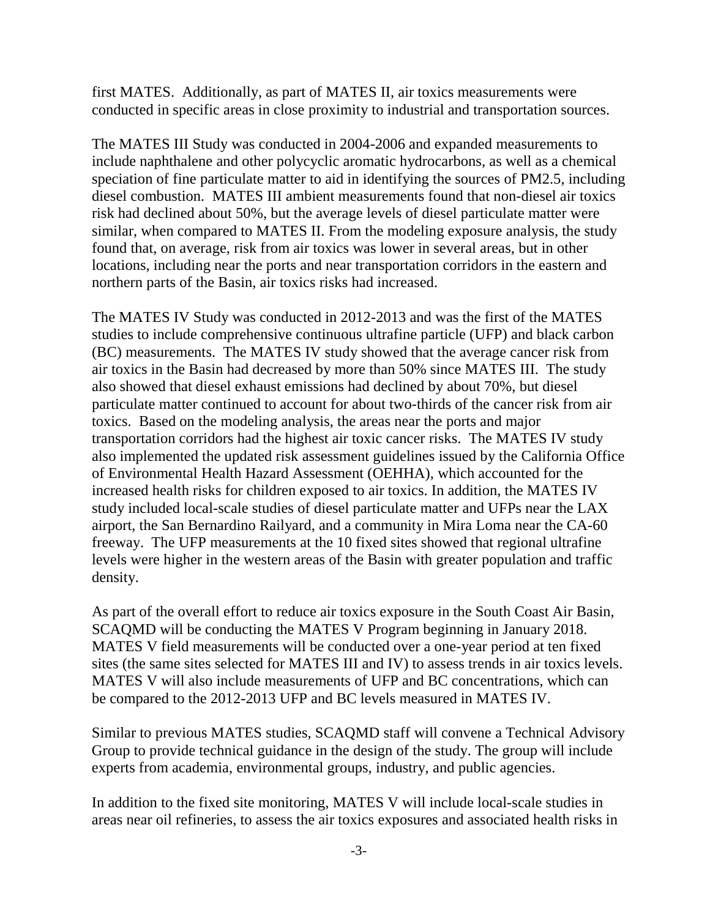first MATES. Additionally, as part of MATES II, air toxics measurements were conducted in specific areas in close proximity to industrial and transportation sources.

The MATES III Study was conducted in 2004-2006 and expanded measurements to include naphthalene and other polycyclic aromatic hydrocarbons, as well as a chemical speciation of fine particulate matter to aid in identifying the sources of PM2.5, including diesel combustion. MATES III ambient measurements found that non-diesel air toxics risk had declined about 50%, but the average levels of diesel particulate matter were similar, when compared to MATES II. From the modeling exposure analysis, the study found that, on average, risk from air toxics was lower in several areas, but in other locations, including near the ports and near transportation corridors in the eastern and northern parts of the Basin, air toxics risks had increased.

The MATES IV Study was conducted in 2012-2013 and was the first of the MATES studies to include comprehensive continuous ultrafine particle (UFP) and black carbon (BC) measurements. The MATES IV study showed that the average cancer risk from air toxics in the Basin had decreased by more than 50% since MATES III. The study also showed that diesel exhaust emissions had declined by about 70%, but diesel particulate matter continued to account for about two-thirds of the cancer risk from air toxics. Based on the modeling analysis, the areas near the ports and major transportation corridors had the highest air toxic cancer risks. The MATES IV study also implemented the updated risk assessment guidelines issued by the California Office of Environmental Health Hazard Assessment (OEHHA), which accounted for the increased health risks for children exposed to air toxics. In addition, the MATES IV study included local-scale studies of diesel particulate matter and UFPs near the LAX airport, the San Bernardino Railyard, and a community in Mira Loma near the CA-60 freeway. The UFP measurements at the 10 fixed sites showed that regional ultrafine levels were higher in the western areas of the Basin with greater population and traffic density.

As part of the overall effort to reduce air toxics exposure in the South Coast Air Basin, SCAQMD will be conducting the MATES V Program beginning in January 2018. MATES V field measurements will be conducted over a one-year period at ten fixed sites (the same sites selected for MATES III and IV) to assess trends in air toxics levels. MATES V will also include measurements of UFP and BC concentrations, which can be compared to the 2012-2013 UFP and BC levels measured in MATES IV.

Similar to previous MATES studies, SCAQMD staff will convene a Technical Advisory Group to provide technical guidance in the design of the study. The group will include experts from academia, environmental groups, industry, and public agencies.

In addition to the fixed site monitoring, MATES V will include local-scale studies in areas near oil refineries, to assess the air toxics exposures and associated health risks in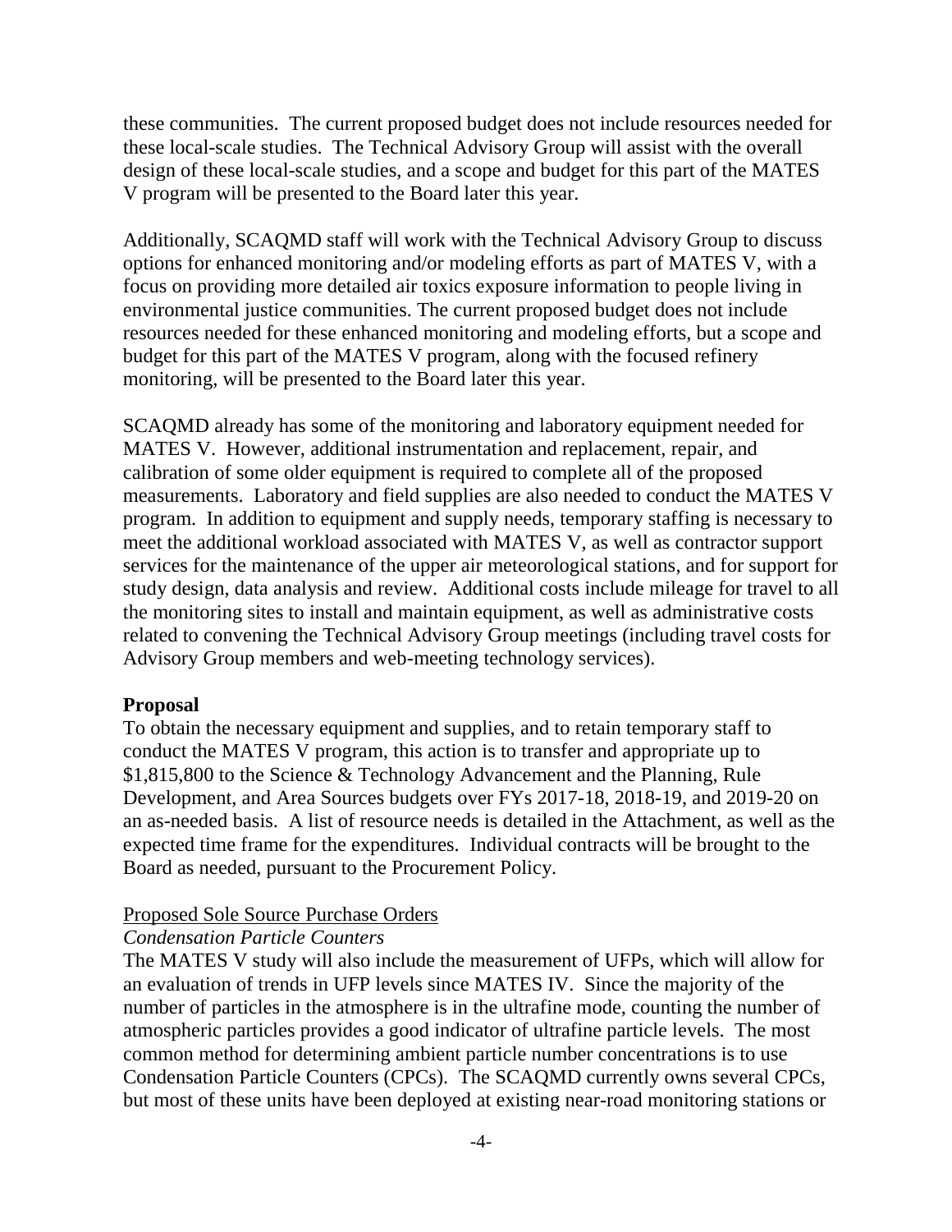these communities. The current proposed budget does not include resources needed for these local-scale studies. The Technical Advisory Group will assist with the overall design of these local-scale studies, and a scope and budget for this part of the MATES V program will be presented to the Board later this year.

Additionally, SCAQMD staff will work with the Technical Advisory Group to discuss options for enhanced monitoring and/or modeling efforts as part of MATES V, with a focus on providing more detailed air toxics exposure information to people living in environmental justice communities. The current proposed budget does not include resources needed for these enhanced monitoring and modeling efforts, but a scope and budget for this part of the MATES V program, along with the focused refinery monitoring, will be presented to the Board later this year.

SCAQMD already has some of the monitoring and laboratory equipment needed for MATES V. However, additional instrumentation and replacement, repair, and calibration of some older equipment is required to complete all of the proposed measurements. Laboratory and field supplies are also needed to conduct the MATES V program. In addition to equipment and supply needs, temporary staffing is necessary to meet the additional workload associated with MATES V, as well as contractor support services for the maintenance of the upper air meteorological stations, and for support for study design, data analysis and review. Additional costs include mileage for travel to all the monitoring sites to install and maintain equipment, as well as administrative costs related to convening the Technical Advisory Group meetings (including travel costs for Advisory Group members and web-meeting technology services).

**Proposal**

To obtain the necessary equipment and supplies, and to retain temporary staff to conduct the MATES V program, this action is to transfer and appropriate up to $1,815,800 to the Science & Technology Advancement and the Planning, Rule Development, and Area Sources budgets over FYs 2017-18, 2018-19, and 2019-20 on an as-needed basis. A list of resource needs is detailed in the Attachment, as well as the expected time frame for the expenditures. Individual contracts will be brought to the Board as needed, pursuant to the Procurement Policy.

<u>Proposed Sole Source Purchase Orders</u>

*Condensation Particle Counters*

The MATES V study will also include the measurement of UFPs, which will allow for an evaluation of trends in UFP levels since MATES IV. Since the majority of the number of particles in the atmosphere is in the ultrafine mode, counting the number of atmospheric particles provides a good indicator of ultrafine particle levels. The most common method for determining ambient particle number concentrations is to use Condensation Particle Counters (CPCs). The SCAQMD currently owns several CPCs, but most of these units have been deployed at existing near-road monitoring stations or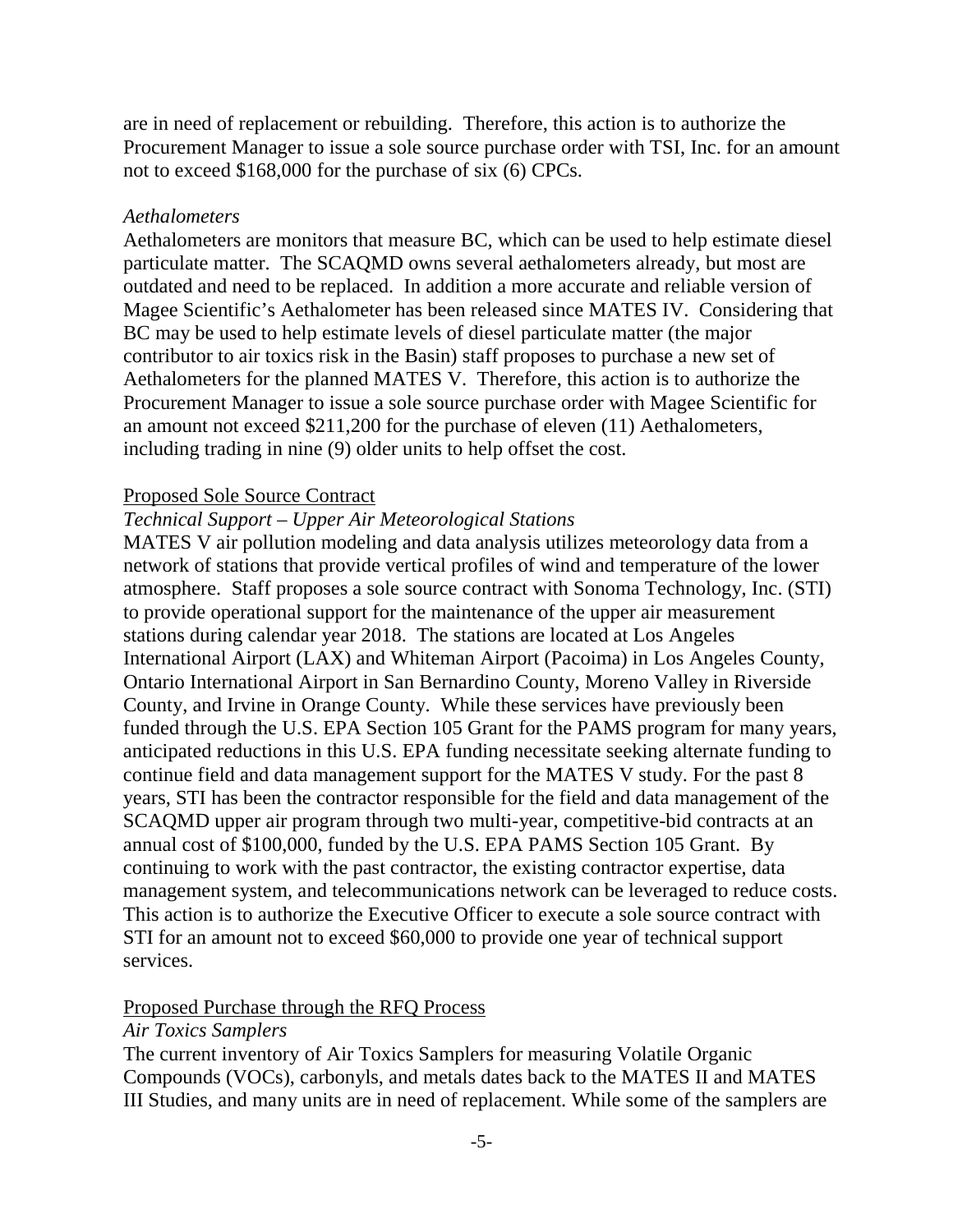are in need of replacement or rebuilding. Therefore, this action is to authorize the Procurement Manager to issue a sole source purchase order with TSI, Inc. for an amount not to exceed $168,000 for the purchase of six (6) CPCs.

*Aethalometers*

Aethalometers are monitors that measure BC, which can be used to help estimate diesel particulate matter. The SCAQMD owns several aethalometers already, but most are outdated and need to be replaced. In addition a more accurate and reliable version of Magee Scientific's Aethalometer has been released since MATES IV. Considering that BC may be used to help estimate levels of diesel particulate matter (the major contributor to air toxics risk in the Basin) staff proposes to purchase a new set of Aethalometers for the planned MATES V. Therefore, this action is to authorize the Procurement Manager to issue a sole source purchase order with Magee Scientific for an amount not exceed $211,200 for the purchase of eleven (11) Aethalometers, including trading in nine (9) older units to help offset the cost.

<u>Proposed Sole Source Contract</u>

*Technical Support – Upper Air Meteorological Stations*

MATES V air pollution modeling and data analysis utilizes meteorology data from a network of stations that provide vertical profiles of wind and temperature of the lower atmosphere. Staff proposes a sole source contract with Sonoma Technology, Inc. (STI) to provide operational support for the maintenance of the upper air measurement stations during calendar year 2018. The stations are located at Los Angeles International Airport (LAX) and Whiteman Airport (Pacoima) in Los Angeles County, Ontario International Airport in San Bernardino County, Moreno Valley in Riverside County, and Irvine in Orange County. While these services have previously been funded through the U.S. EPA Section 105 Grant for the PAMS program for many years, anticipated reductions in this U.S. EPA funding necessitate seeking alternate funding to continue field and data management support for the MATES V study. For the past 8 years, STI has been the contractor responsible for the field and data management of the SCAQMD upper air program through two multi-year, competitive-bid contracts at an annual cost of $100,000, funded by the U.S. EPA PAMS Section 105 Grant. By continuing to work with the past contractor, the existing contractor expertise, data management system, and telecommunications network can be leveraged to reduce costs. This action is to authorize the Executive Officer to execute a sole source contract with STI for an amount not to exceed $60,000 to provide one year of technical support services.

<u>Proposed Purchase through the RFQ Process</u>

*Air Toxics Samplers*

The current inventory of Air Toxics Samplers for measuring Volatile Organic Compounds (VOCs), carbonyls, and metals dates back to the MATES II and MATES III Studies, and many units are in need of replacement. While some of the samplers are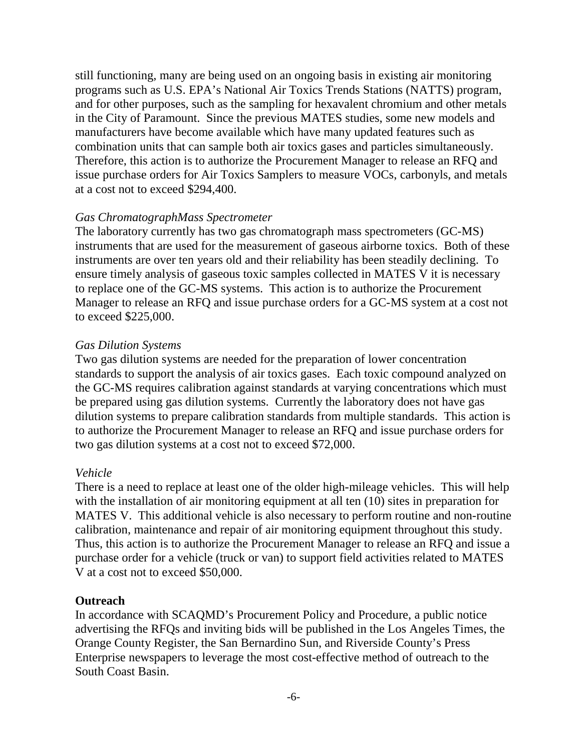still functioning, many are being used on an ongoing basis in existing air monitoring programs such as U.S. EPA's National Air Toxics Trends Stations (NATTS) program, and for other purposes, such as the sampling for hexavalent chromium and other metals in the City of Paramount. Since the previous MATES studies, some new models and manufacturers have become available which have many updated features such as combination units that can sample both air toxics gases and particles simultaneously. Therefore, this action is to authorize the Procurement Manager to release an RFQ and issue purchase orders for Air Toxics Samplers to measure VOCs, carbonyls, and metals at a cost not to exceed $294,400.

*Gas ChromatographMass Spectrometer*

The laboratory currently has two gas chromatograph mass spectrometers (GC-MS) instruments that are used for the measurement of gaseous airborne toxics. Both of these instruments are over ten years old and their reliability has been steadily declining. To ensure timely analysis of gaseous toxic samples collected in MATES V it is necessary to replace one of the GC-MS systems. This action is to authorize the Procurement Manager to release an RFQ and issue purchase orders for a GC-MS system at a cost not to exceed $225,000.

*Gas Dilution Systems*

Two gas dilution systems are needed for the preparation of lower concentration standards to support the analysis of air toxics gases. Each toxic compound analyzed on the GC-MS requires calibration against standards at varying concentrations which must be prepared using gas dilution systems. Currently the laboratory does not have gas dilution systems to prepare calibration standards from multiple standards. This action is to authorize the Procurement Manager to release an RFQ and issue purchase orders for two gas dilution systems at a cost not to exceed $72,000.

*Vehicle*

There is a need to replace at least one of the older high-mileage vehicles. This will help with the installation of air monitoring equipment at all ten (10) sites in preparation for MATES V. This additional vehicle is also necessary to perform routine and non-routine calibration, maintenance and repair of air monitoring equipment throughout this study. Thus, this action is to authorize the Procurement Manager to release an RFQ and issue a purchase order for a vehicle (truck or van) to support field activities related to MATES V at a cost not to exceed $50,000.

**Outreach**

In accordance with SCAQMD's Procurement Policy and Procedure, a public notice advertising the RFQs and inviting bids will be published in the Los Angeles Times, the Orange County Register, the San Bernardino Sun, and Riverside County's Press Enterprise newspapers to leverage the most cost-effective method of outreach to the South Coast Basin.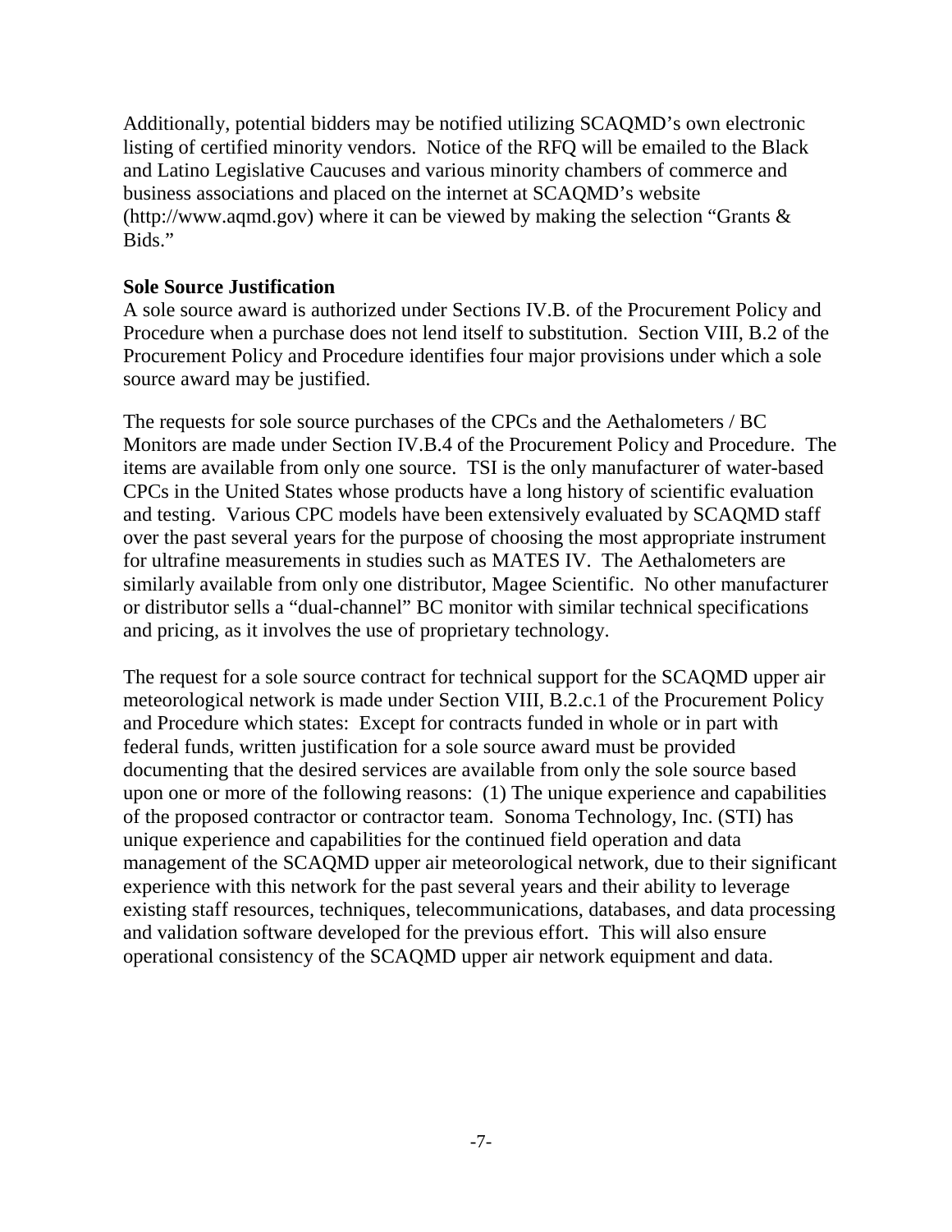Additionally, potential bidders may be notified utilizing SCAQMD's own electronic listing of certified minority vendors. Notice of the RFQ will be emailed to the Black and Latino Legislative Caucuses and various minority chambers of commerce and business associations and placed on the internet at SCAQMD's website (http://www.aqmd.gov) where it can be viewed by making the selection "Grants & Bids."

**Sole Source Justification**

A sole source award is authorized under Sections IV.B. of the Procurement Policy and Procedure when a purchase does not lend itself to substitution. Section VIII, B.2 of the Procurement Policy and Procedure identifies four major provisions under which a sole source award may be justified.

The requests for sole source purchases of the CPCs and the Aethalometers / BC Monitors are made under Section IV.B.4 of the Procurement Policy and Procedure. The items are available from only one source. TSI is the only manufacturer of water-based CPCs in the United States whose products have a long history of scientific evaluation and testing. Various CPC models have been extensively evaluated by SCAQMD staff over the past several years for the purpose of choosing the most appropriate instrument for ultrafine measurements in studies such as MATES IV. The Aethalometers are similarly available from only one distributor, Magee Scientific. No other manufacturer or distributor sells a "dual-channel" BC monitor with similar technical specifications and pricing, as it involves the use of proprietary technology.

The request for a sole source contract for technical support for the SCAQMD upper air meteorological network is made under Section VIII, B.2.c.1 of the Procurement Policy and Procedure which states: Except for contracts funded in whole or in part with federal funds, written justification for a sole source award must be provided documenting that the desired services are available from only the sole source based upon one or more of the following reasons: (1) The unique experience and capabilities of the proposed contractor or contractor team. Sonoma Technology, Inc. (STI) has unique experience and capabilities for the continued field operation and data management of the SCAQMD upper air meteorological network, due to their significant experience with this network for the past several years and their ability to leverage existing staff resources, techniques, telecommunications, databases, and data processing and validation software developed for the previous effort. This will also ensure operational consistency of the SCAQMD upper air network equipment and data.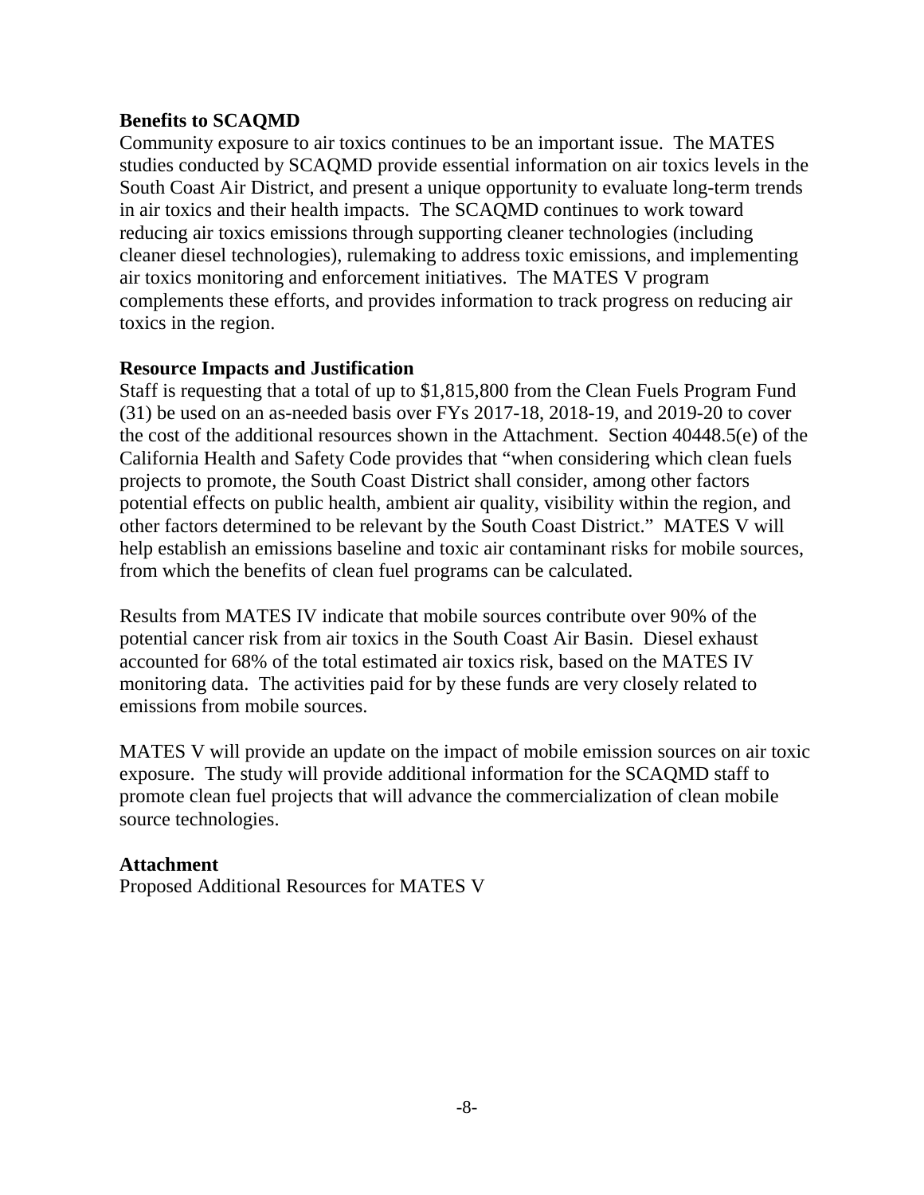**Benefits to SCAQMD**

Community exposure to air toxics continues to be an important issue. The MATES studies conducted by SCAQMD provide essential information on air toxics levels in the South Coast Air District, and present a unique opportunity to evaluate long-term trends in air toxics and their health impacts. The SCAQMD continues to work toward reducing air toxics emissions through supporting cleaner technologies (including cleaner diesel technologies), rulemaking to address toxic emissions, and implementing air toxics monitoring and enforcement initiatives. The MATES V program complements these efforts, and provides information to track progress on reducing air toxics in the region.

**Resource Impacts and Justification**

Staff is requesting that a total of up to $1,815,800 from the Clean Fuels Program Fund (31) be used on an as-needed basis over FYs 2017-18, 2018-19, and 2019-20 to cover the cost of the additional resources shown in the Attachment. Section 40448.5(e) of the California Health and Safety Code provides that "when considering which clean fuels projects to promote, the South Coast District shall consider, among other factors potential effects on public health, ambient air quality, visibility within the region, and other factors determined to be relevant by the South Coast District." MATES V will help establish an emissions baseline and toxic air contaminant risks for mobile sources, from which the benefits of clean fuel programs can be calculated.

Results from MATES IV indicate that mobile sources contribute over 90% of the potential cancer risk from air toxics in the South Coast Air Basin. Diesel exhaust accounted for 68% of the total estimated air toxics risk, based on the MATES IV monitoring data. The activities paid for by these funds are very closely related to emissions from mobile sources.

MATES V will provide an update on the impact of mobile emission sources on air toxic exposure. The study will provide additional information for the SCAQMD staff to promote clean fuel projects that will advance the commercialization of clean mobile source technologies.

**Attachment**

Proposed Additional Resources for MATES V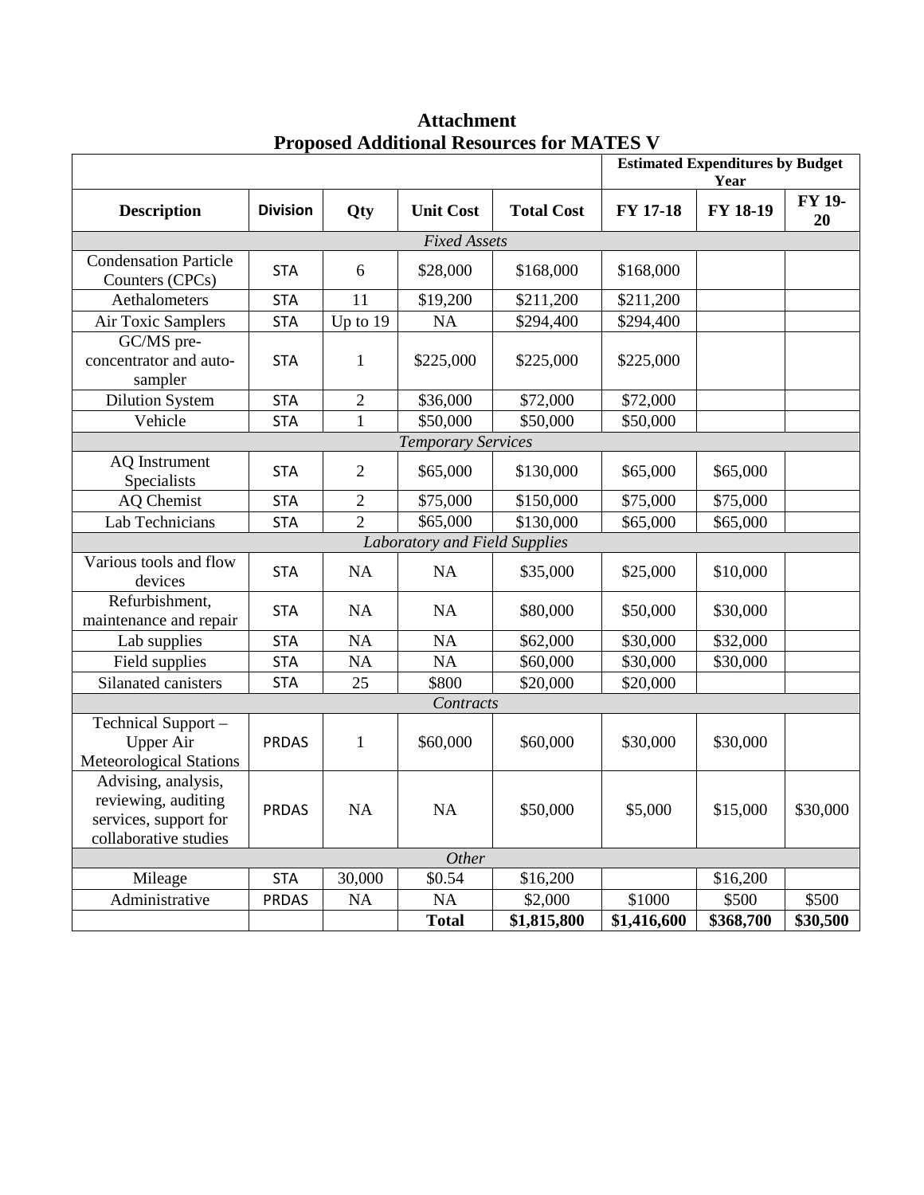# Attachment
## Proposed Additional Resources for MATES V

| | | | | | Estimated Expenditures by Budget Year | | |
|---|---|---|---|---|---|---|---|
| **Description** | **Division** | **Qty** | **Unit Cost** | **Total Cost** | **FY 17-18** | **FY 18-19** | **FY 19-20** |
| *Fixed Assets* | | | | | | | |
| Condensation Particle Counters (CPCs) | STA | 6 | $28,000 | $168,000 | $168,000 | | |
| Aethalometers | STA | 11 | $19,200 | $211,200 | $211,200 | | |
| Air Toxic Samplers | STA | Up to 19 | NA | $294,400 | $294,400 | | |
| GC/MS pre-concentrator and auto-sampler | STA | 1 | $225,000 | $225,000 | $225,000 | | |
| Dilution System | STA | 2 | $36,000 | $72,000 | $72,000 | | |
| Vehicle | STA | 1 | $50,000 | $50,000 | $50,000 | | |
| *Temporary Services* | | | | | | | |
| AQ Instrument Specialists | STA | 2 | $65,000 | $130,000 | $65,000 | $65,000 | |
| AQ Chemist | STA | 2 | $75,000 | $150,000 | $75,000 | $75,000 | |
| Lab Technicians | STA | 2 | $65,000 | $130,000 | $65,000 | $65,000 | |
| *Laboratory and Field Supplies* | | | | | | | |
| Various tools and flow devices | STA | NA | NA | $35,000 | $25,000 | $10,000 | |
| Refurbishment, maintenance and repair | STA | NA | NA | $80,000 | $50,000 | $30,000 | |
| Lab supplies | STA | NA | NA | $62,000 | $30,000 | $32,000 | |
| Field supplies | STA | NA | NA | $60,000 | $30,000 | $30,000 | |
| Silanated canisters | STA | 25 | $800 | $20,000 | $20,000 | | |
| *Contracts* | | | | | | | |
| Technical Support – Upper Air Meteorological Stations | PRDAS | 1 | $60,000 | $60,000 | $30,000 | $30,000 | |
| Advising, analysis, reviewing, auditing services, support for collaborative studies | PRDAS | NA | NA | $50,000 | $5,000 | $15,000 | $30,000 |
| *Other* | | | | | | | |
| Mileage | STA | 30,000 | $0.54 | $16,200 | | $16,200 | |
| Administrative | PRDAS | NA | NA | $2,000 | $1000 | $500 | $500 |
| | | | **Total** | **$1,815,800** | **$1,416,600** | **$368,700** | **$30,500** |